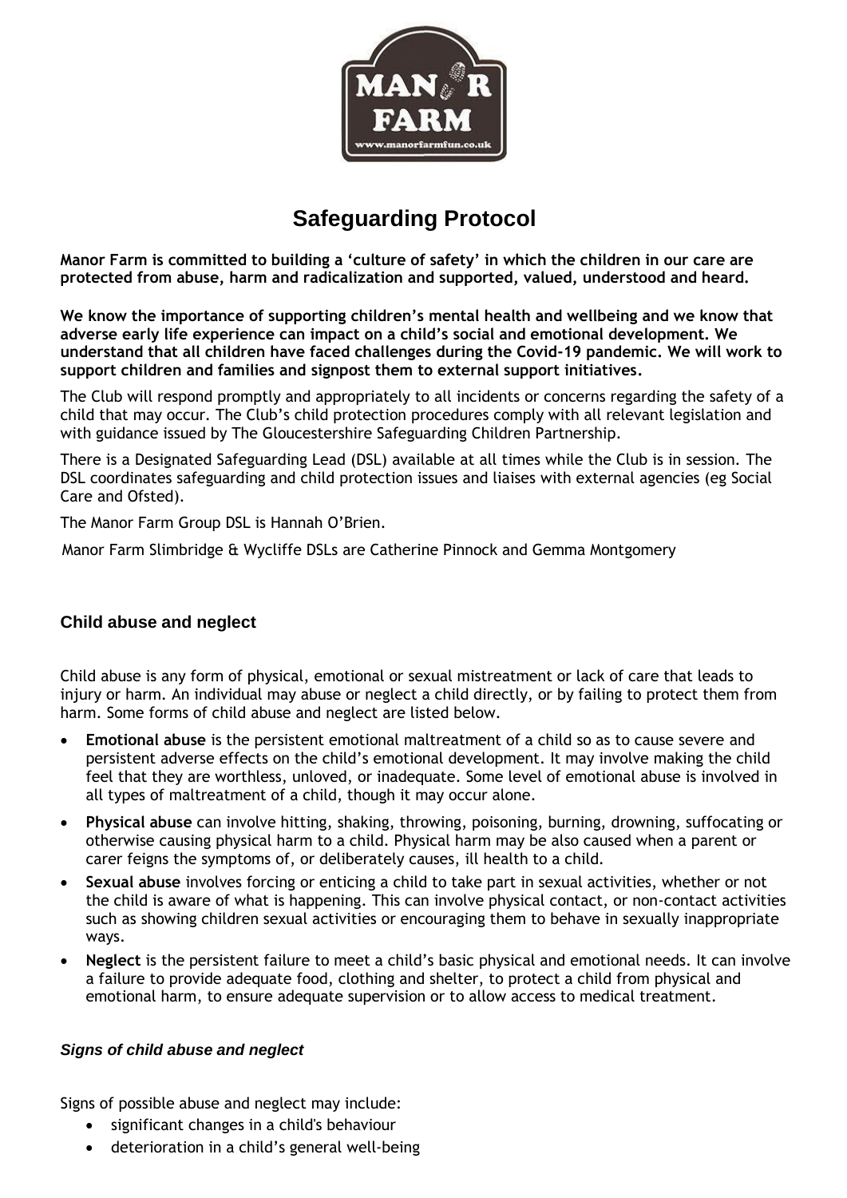# Safeguarding Protocol

**Manor Farm is committed to building a 'culture of safety' in which the children in our care are protected from abuse, harm and radicalization and supported, valued, understood and heard.**

**We know the importance of supporting children's mental health and wellbeing and we know that adverse early life experience can impact on a child's social and emotional development. We understand that all children have faced challenges during the Covid-19 pandemic. We will work to support children and families and signpost them to external support initiatives.**

The Club will respond promptly and appropriately to all incidents or concerns regarding the safety of a child that may occur. The Club's child protection procedures comply with all relevant legislation and with guidance issued by The Gloucestershire Safeguarding Children Partnership.

There is a Designated Safeguarding Lead (DSL) available at all times while the Club is in session. The DSL coordinates safeguarding and child protection issues and liaises with external agencies (eg Social Care and Ofsted).

The Manor Farm Group DSL is Hannah O'Brien.

Manor Farm Slimbridge & Wycliffe DSLs are Catherine Pinnock and Gemma Montgomery

## Child abuse and neglect

Child abuse is any form of physical, emotional or sexual mistreatment or lack of care that leads to injury or harm. An individual may abuse or neglect a child directly, or by failing to protect them from harm. Some forms of child abuse and neglect are listed below.

- **Emotional abuse** is the persistent emotional maltreatment of a child so as to cause severe and persistent adverse effects on the child's emotional development. It may involve making the child feel that they are worthless, unloved, or inadequate. Some level of emotional abuse is involved in all types of maltreatment of a child, though it may occur alone.
- **Physical abuse** can involve hitting, shaking, throwing, poisoning, burning, drowning, suffocating or otherwise causing physical harm to a child. Physical harm may be also caused when a parent or carer feigns the symptoms of, or deliberately causes, ill health to a child.
- **Sexual abuse** involves forcing or enticing a child to take part in sexual activities, whether or not the child is aware of what is happening. This can involve physical contact, or non-contact activities such as showing children sexual activities or encouraging them to behave in sexually inappropriate ways.
- **Neglect** is the persistent failure to meet a child's basic physical and emotional needs. It can involve a failure to provide adequate food, clothing and shelter, to protect a child from physical and emotional harm, to ensure adequate supervision or to allow access to medical treatment.

### *Signs of child abuse and neglect*

Signs of possible abuse and neglect may include:

- significant changes in a child's behaviour
- deterioration in a child's general well-being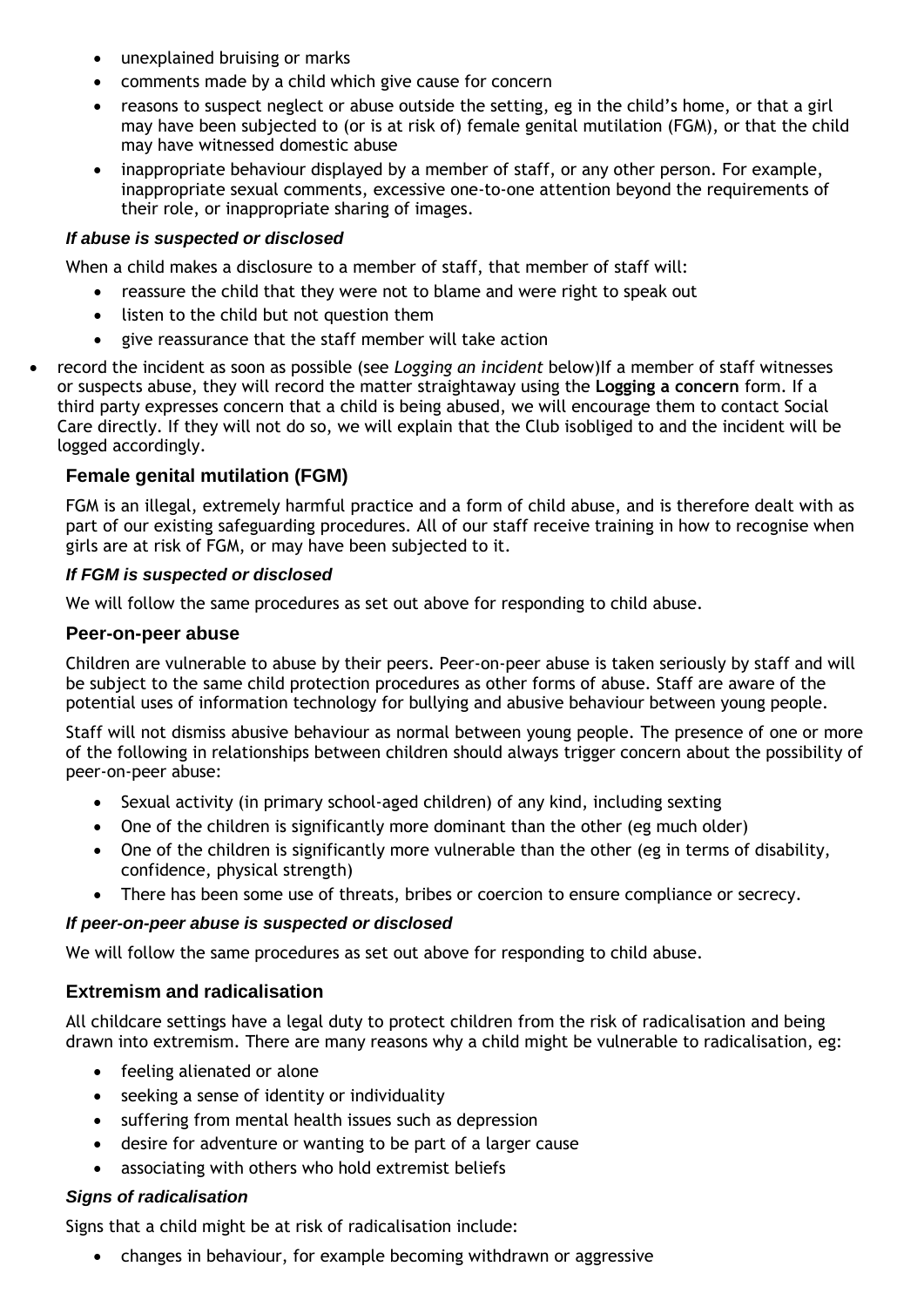- unexplained bruising or marks
- comments made by a child which give cause for concern
- reasons to suspect neglect or abuse outside the setting, eg in the child's home, or that a girl may have been subjected to (or is at risk of) female genital mutilation (FGM), or that the child may have witnessed domestic abuse
- inappropriate behaviour displayed by a member of staff, or any other person. For example, inappropriate sexual comments, excessive one-to-one attention beyond the requirements of their role, or inappropriate sharing of images.

#### *If abuse is suspected or disclosed*

When a child makes a disclosure to a member of staff, that member of staff will:

- reassure the child that they were not to blame and were right to speak out
- listen to the child but not question them
- give reassurance that the staff member will take action
- record the incident as soon as possible (see *Logging an incident* below)If a member of staff witnesses or suspects abuse, they will record the matter straightaway using the **Logging a concern** form. If a third party expresses concern that a child is being abused, we will encourage them to contact Social Care directly. If they will not do so, we will explain that the Club isobliged to and the incident will be logged accordingly.

### Female genital mutilation (FGM)

FGM is an illegal, extremely harmful practice and a form of child abuse, and is therefore dealt with as part of our existing safeguarding procedures. All of our staff receive training in how to recognise when girls are at risk of FGM, or may have been subjected to it.

#### *If FGM is suspected or disclosed*

We will follow the same procedures as set out above for responding to child abuse.

### Peer-on-peer abuse

Children are vulnerable to abuse by their peers. Peer-on-peer abuse is taken seriously by staff and will be subject to the same child protection procedures as other forms of abuse. Staff are aware of the potential uses of information technology for bullying and abusive behaviour between young people.

Staff will not dismiss abusive behaviour as normal between young people. The presence of one or more of the following in relationships between children should always trigger concern about the possibility of peer-on-peer abuse:

- Sexual activity (in primary school-aged children) of any kind, including sexting
- One of the children is significantly more dominant than the other (eg much older)
- One of the children is significantly more vulnerable than the other (eg in terms of disability, confidence, physical strength)
- There has been some use of threats, bribes or coercion to ensure compliance or secrecy.

#### *If peer-on-peer abuse is suspected or disclosed*

We will follow the same procedures as set out above for responding to child abuse.

### Extremism and radicalisation

All childcare settings have a legal duty to protect children from the risk of radicalisation and being drawn into extremism. There are many reasons why a child might be vulnerable to radicalisation, eg:

- feeling alienated or alone
- seeking a sense of identity or individuality
- suffering from mental health issues such as depression
- desire for adventure or wanting to be part of a larger cause
- associating with others who hold extremist beliefs

#### *Signs of radicalisation*

Signs that a child might be at risk of radicalisation include:

- changes in behaviour, for example becoming withdrawn or aggressive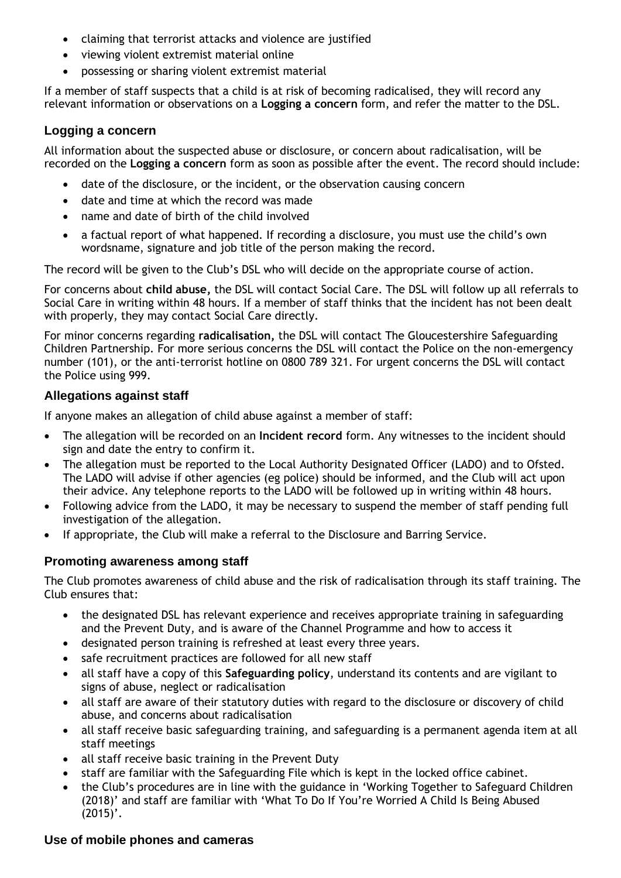- claiming that terrorist attacks and violence are justified
- viewing violent extremist material online
- possessing or sharing violent extremist material

If a member of staff suspects that a child is at risk of becoming radicalised, they will record any relevant information or observations on a **Logging a concern** form, and refer the matter to the DSL.

### Logging a concern

All information about the suspected abuse or disclosure, or concern about radicalisation, will be recorded on the **Logging a concern** form as soon as possible after the event. The record should include:

- date of the disclosure, or the incident, or the observation causing concern
- date and time at which the record was made
- name and date of birth of the child involved
- a factual report of what happened. If recording a disclosure, you must use the child's own wordsname, signature and job title of the person making the record.

The record will be given to the Club's DSL who will decide on the appropriate course of action.

For concerns about **child abuse,** the DSL will contact Social Care. The DSL will follow up all referrals to Social Care in writing within 48 hours. If a member of staff thinks that the incident has not been dealt with properly, they may contact Social Care directly.

For minor concerns regarding **radicalisation,** the DSL will contact The Gloucestershire Safeguarding Children Partnership. For more serious concerns the DSL will contact the Police on the non-emergency number (101), or the anti-terrorist hotline on 0800 789 321. For urgent concerns the DSL will contact the Police using 999.

### Allegations against staff

If anyone makes an allegation of child abuse against a member of staff:

- The allegation will be recorded on an **Incident record** form. Any witnesses to the incident should sign and date the entry to confirm it.
- The allegation must be reported to the Local Authority Designated Officer (LADO) and to Ofsted. The LADO will advise if other agencies (eg police) should be informed, and the Club will act upon their advice. Any telephone reports to the LADO will be followed up in writing within 48 hours.
- Following advice from the LADO, it may be necessary to suspend the member of staff pending full investigation of the allegation.
- If appropriate, the Club will make a referral to the Disclosure and Barring Service.

### Promoting awareness among staff

The Club promotes awareness of child abuse and the risk of radicalisation through its staff training. The Club ensures that:

- the designated DSL has relevant experience and receives appropriate training in safeguarding and the Prevent Duty, and is aware of the Channel Programme and how to access it
- designated person training is refreshed at least every three years.
- safe recruitment practices are followed for all new staff
- all staff have a copy of this **Safeguarding policy**, understand its contents and are vigilant to signs of abuse, neglect or radicalisation
- all staff are aware of their statutory duties with regard to the disclosure or discovery of child abuse, and concerns about radicalisation
- all staff receive basic safeguarding training, and safeguarding is a permanent agenda item at all staff meetings
- all staff receive basic training in the Prevent Duty
- staff are familiar with the Safeguarding File which is kept in the locked office cabinet.
- the Club's procedures are in line with the guidance in 'Working Together to Safeguard Children (2018)' and staff are familiar with 'What To Do If You're Worried A Child Is Being Abused (2015)'.

### Use of mobile phones and cameras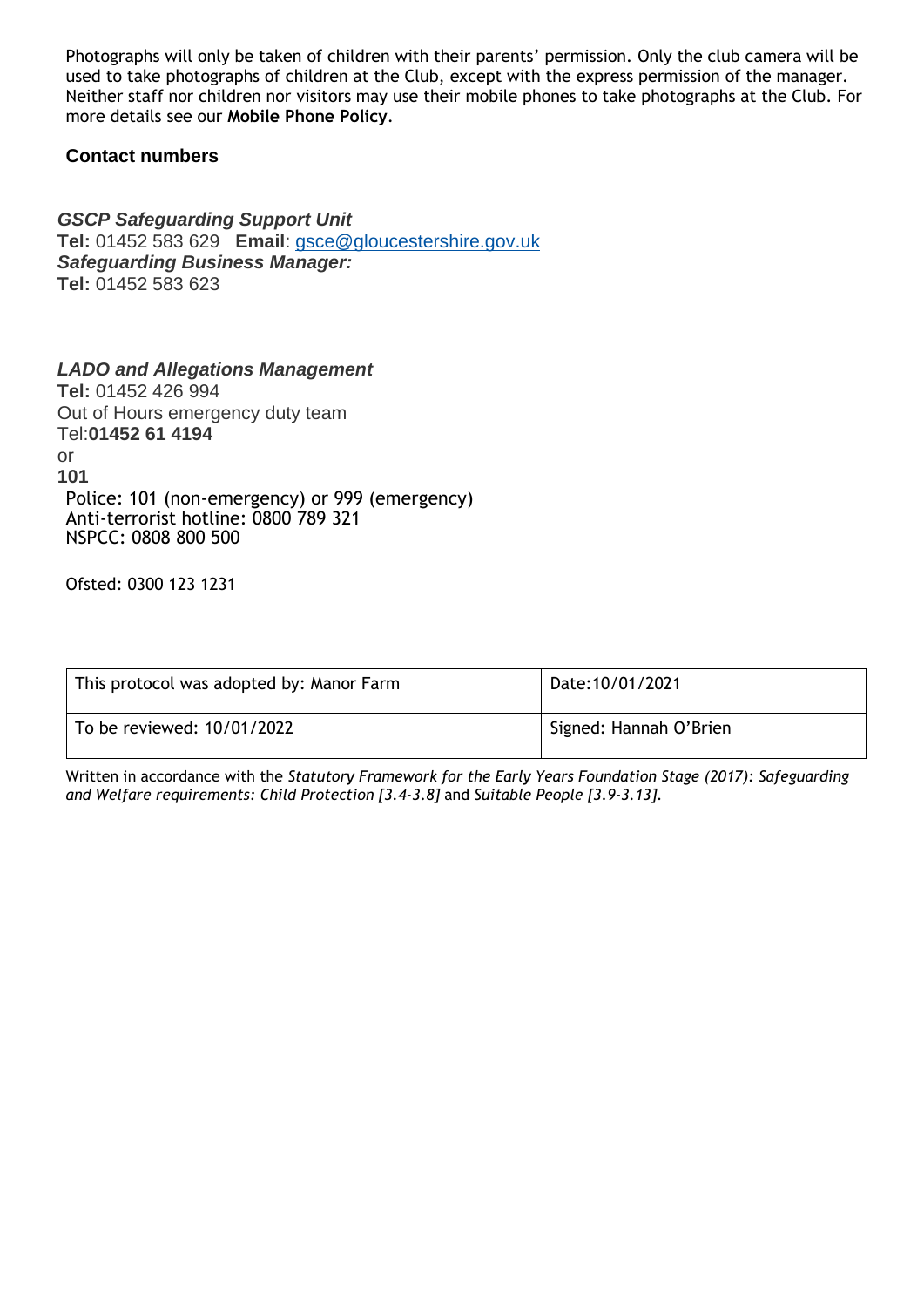Photographs will only be taken of children with their parents' permission. Only the club camera will be used to take photographs of children at the Club, except with the express permission of the manager. Neither staff nor children nor visitors may use their mobile phones to take photographs at the Club. For more details see our **Mobile Phone Policy**.

### Contact numbers

***GSCP Safeguarding Support Unit***
**Tel:** 01452 583 629 **Email**: gsce@gloucestershire.gov.uk
***Safeguarding Business Manager:***
**Tel:** 01452 583 623

***LADO and Allegations Management***
**Tel:** 01452 426 994
Out of Hours emergency duty team
Tel:**01452 61 4194**
or
**101**
Police: 101 (non-emergency) or 999 (emergency)
Anti-terrorist hotline: 0800 789 321
NSPCC: 0808 800 500

Ofsted: 0300 123 1231

| | |
|---|---|
| This protocol was adopted by: Manor Farm | Date:10/01/2021 |
| To be reviewed: 10/01/2022 | Signed: Hannah O'Brien |

Written in accordance with the *Statutory Framework for the Early Years Foundation Stage (2017): Safeguarding and Welfare requirements: Child Protection [3.4-3.8]* and *Suitable People [3.9-3.13].*